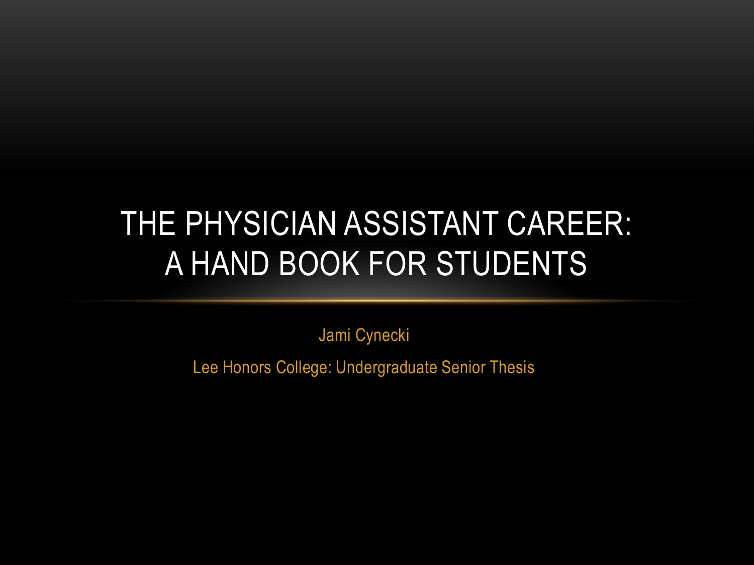# THE PHYSICIAN ASSISTANT CAREER: A HAND BOOK FOR STUDENTS

Jami Cynecki

Lee Honors College: Undergraduate Senior Thesis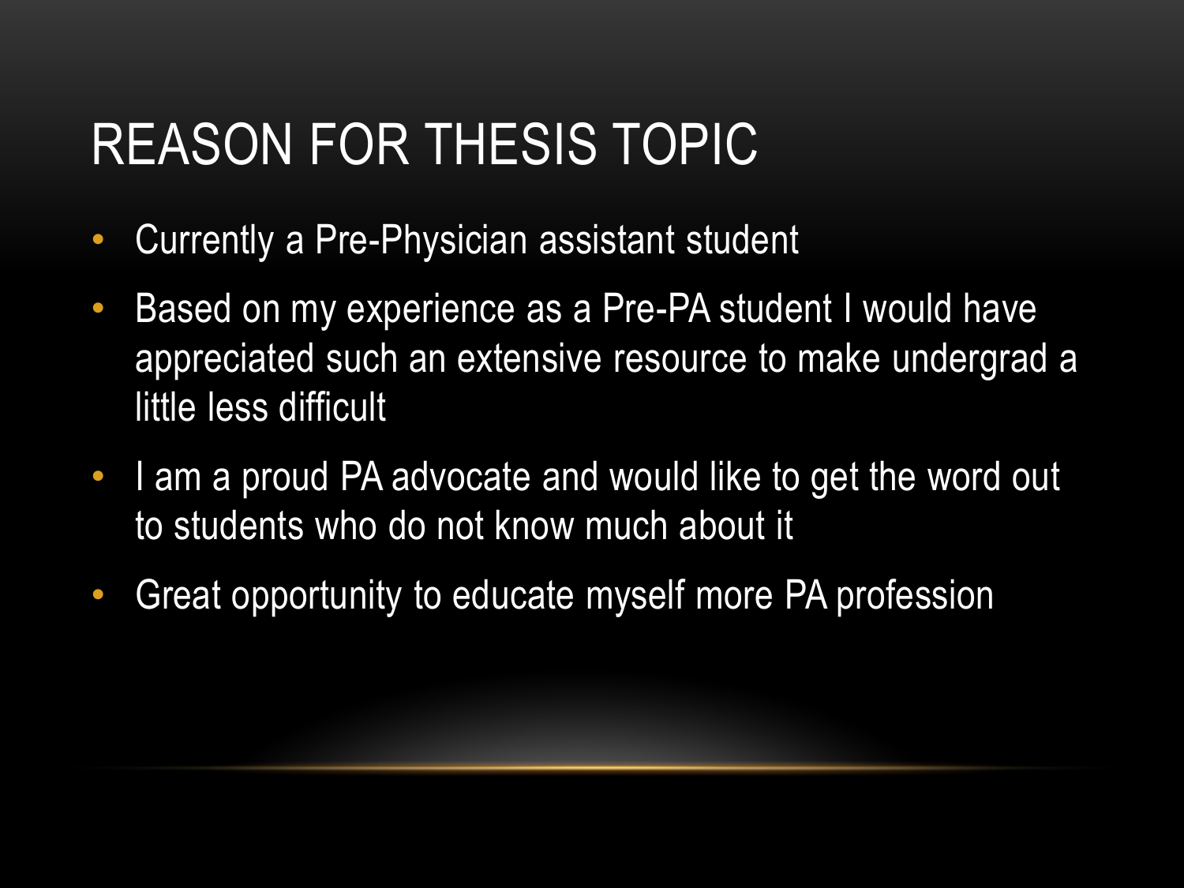# REASON FOR THESIS TOPIC

- Currently a Pre-Physician assistant student
- Based on my experience as a Pre-PA student I would have appreciated such an extensive resource to make undergrad a little less difficult
- I am a proud PA advocate and would like to get the word out to students who do not know much about it
- Great opportunity to educate myself more PA profession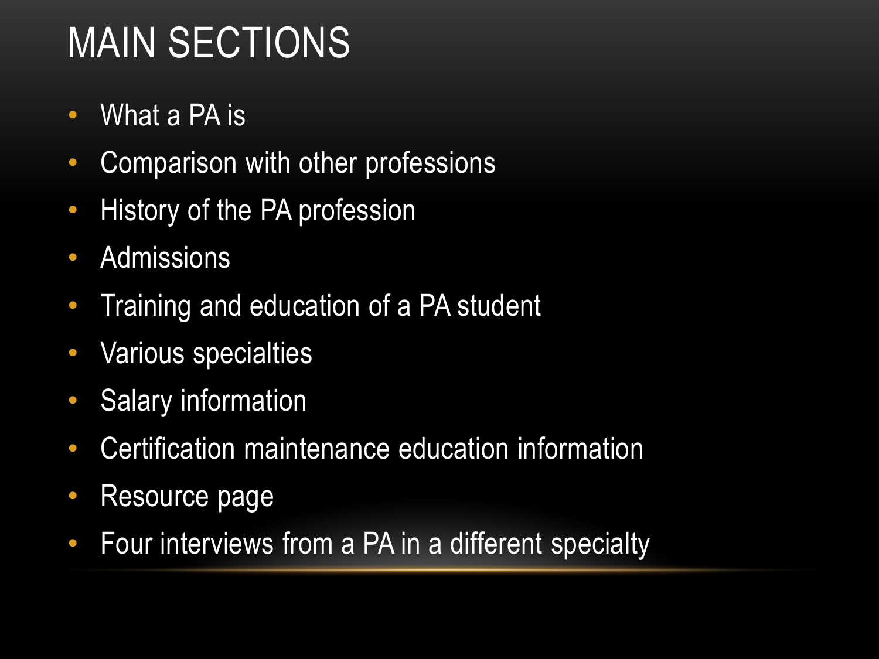# MAIN SECTIONS

- What a PA is
- Comparison with other professions
- History of the PA profession
- Admissions
- Training and education of a PA student
- Various specialties
- Salary information
- Certification maintenance education information
- Resource page
- Four interviews from a PA in a different specialty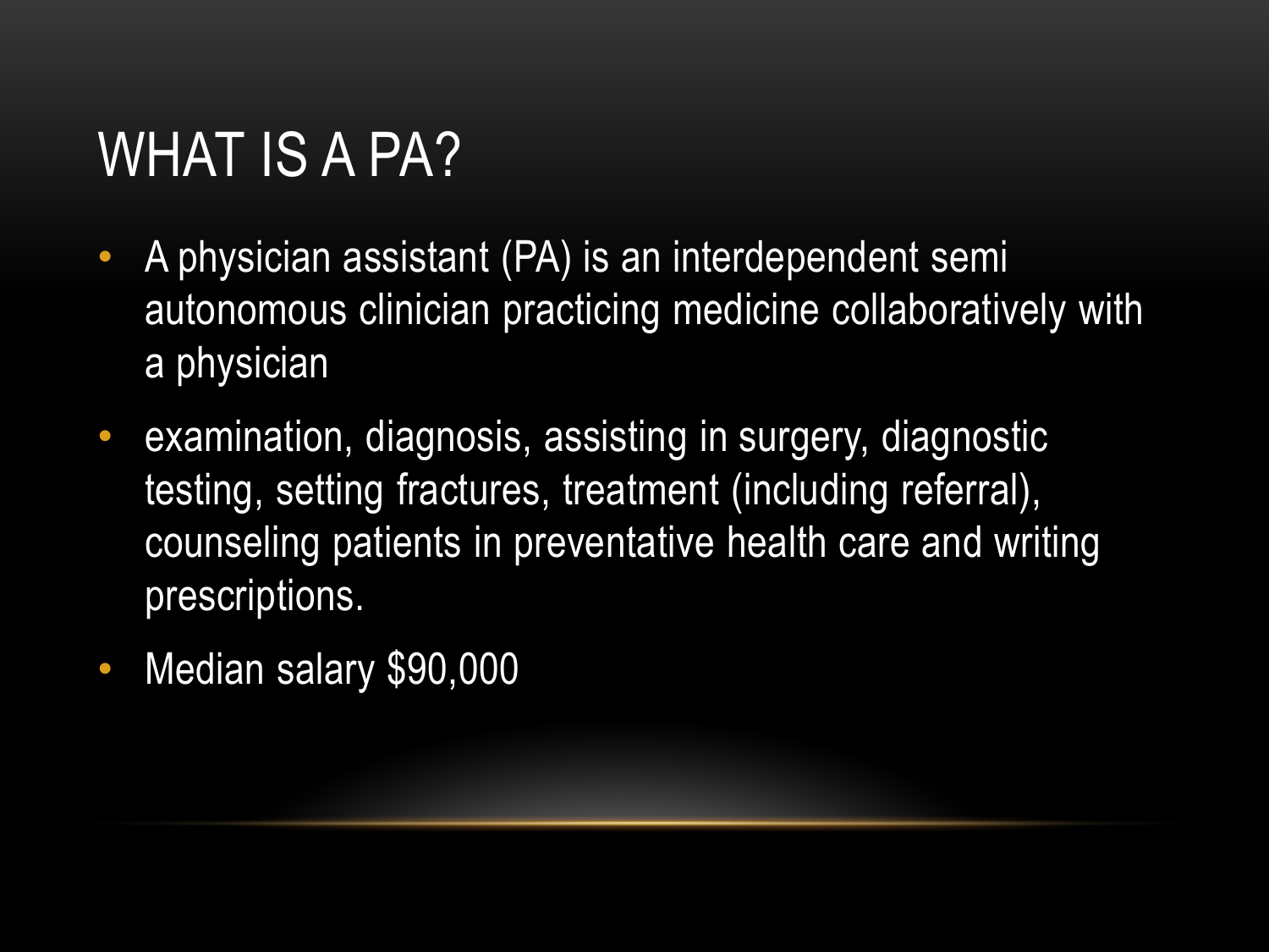# WHAT IS A PA?

- A physician assistant (PA) is an interdependent semi autonomous clinician practicing medicine collaboratively with a physician
- examination, diagnosis, assisting in surgery, diagnostic testing, setting fractures, treatment (including referral), counseling patients in preventative health care and writing prescriptions.
- Median salary $90,000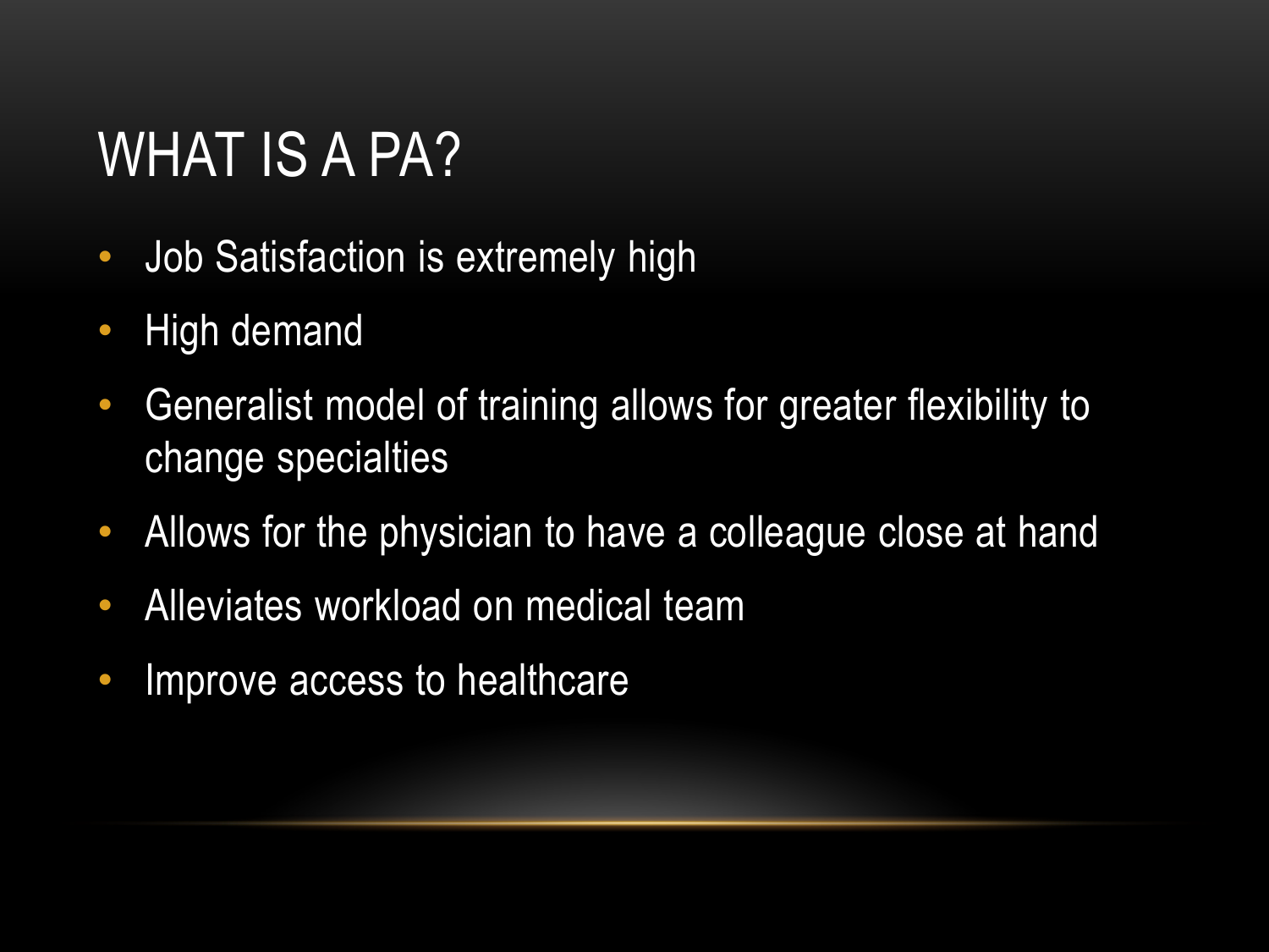# WHAT IS A PA?

- Job Satisfaction is extremely high
- High demand
- Generalist model of training allows for greater flexibility to change specialties
- Allows for the physician to have a colleague close at hand
- Alleviates workload on medical team
- Improve access to healthcare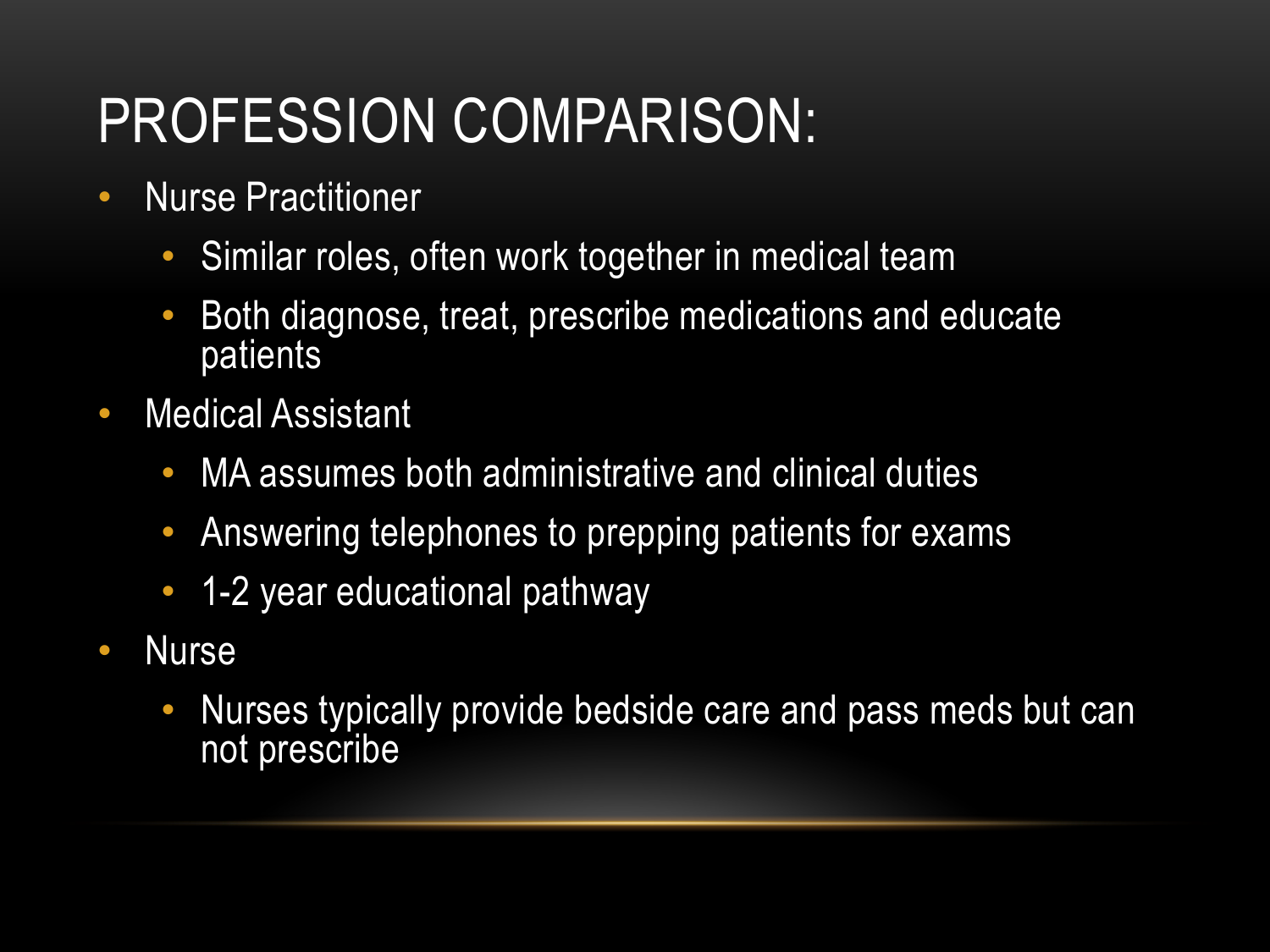# PROFESSION COMPARISON:

- Nurse Practitioner
  - Similar roles, often work together in medical team
  - Both diagnose, treat, prescribe medications and educate patients
- Medical Assistant
  - MA assumes both administrative and clinical duties
  - Answering telephones to prepping patients for exams
  - 1-2 year educational pathway
- Nurse
  - Nurses typically provide bedside care and pass meds but can not prescribe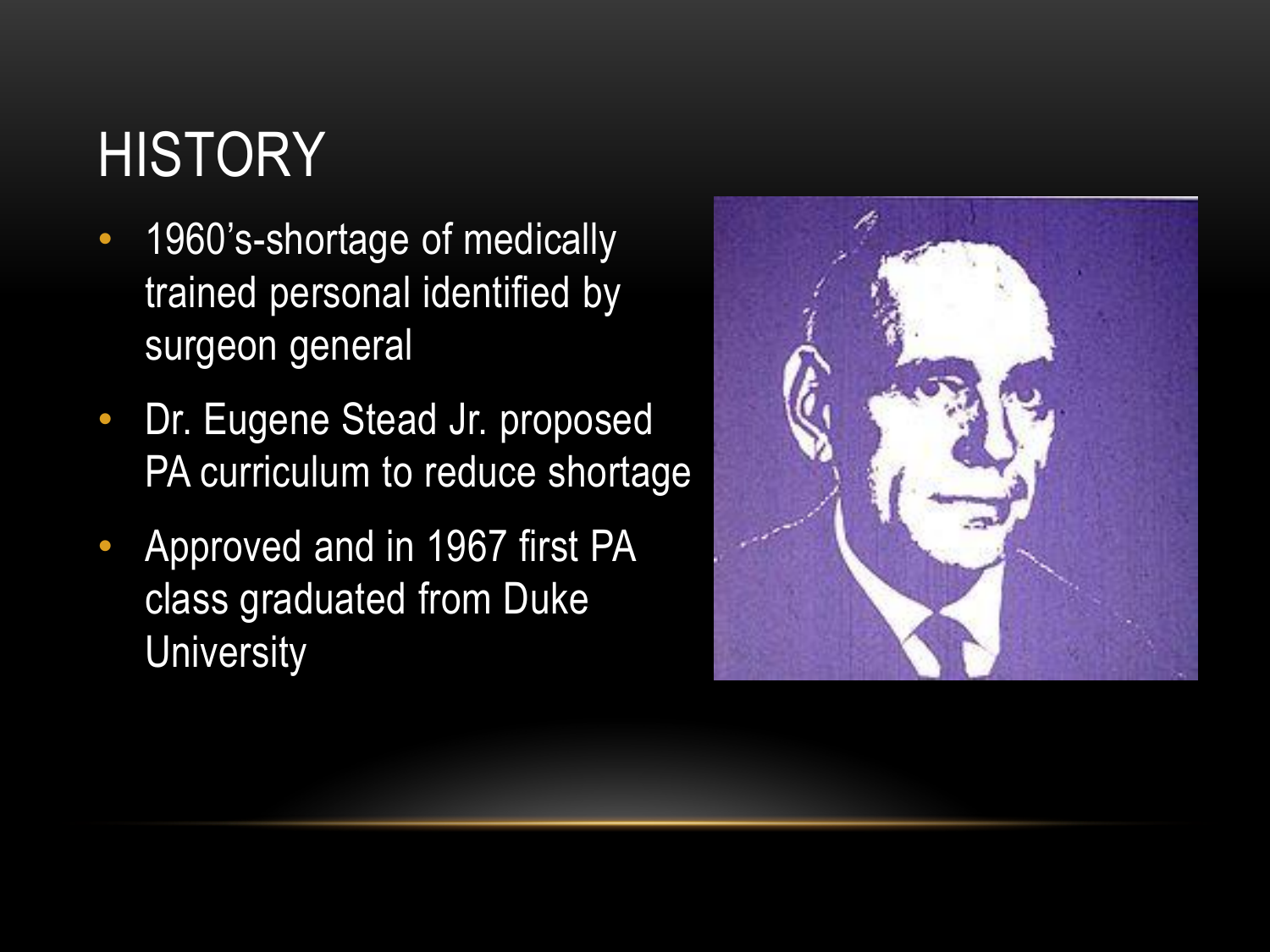# HISTORY

- 1960's-shortage of medically trained personal identified by surgeon general
- Dr. Eugene Stead Jr. proposed PA curriculum to reduce shortage
- Approved and in 1967 first PA class graduated from Duke University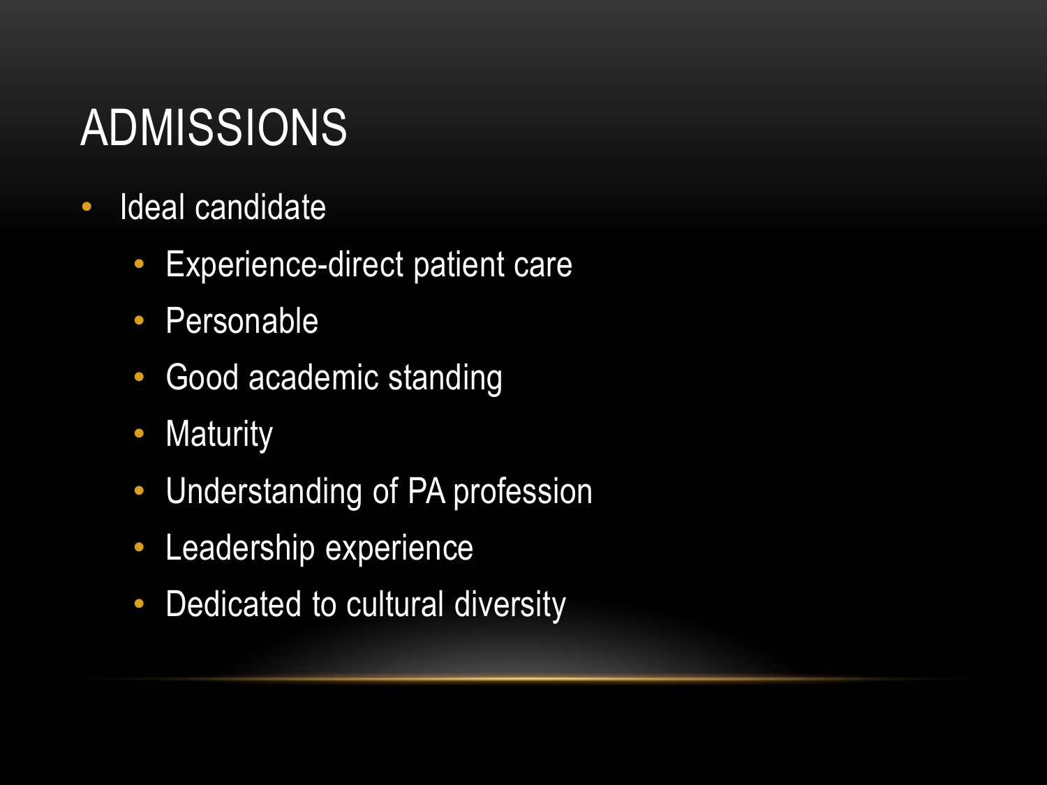# ADMISSIONS

- Ideal candidate
  - Experience-direct patient care
  - Personable
  - Good academic standing
  - Maturity
  - Understanding of PA profession
  - Leadership experience
  - Dedicated to cultural diversity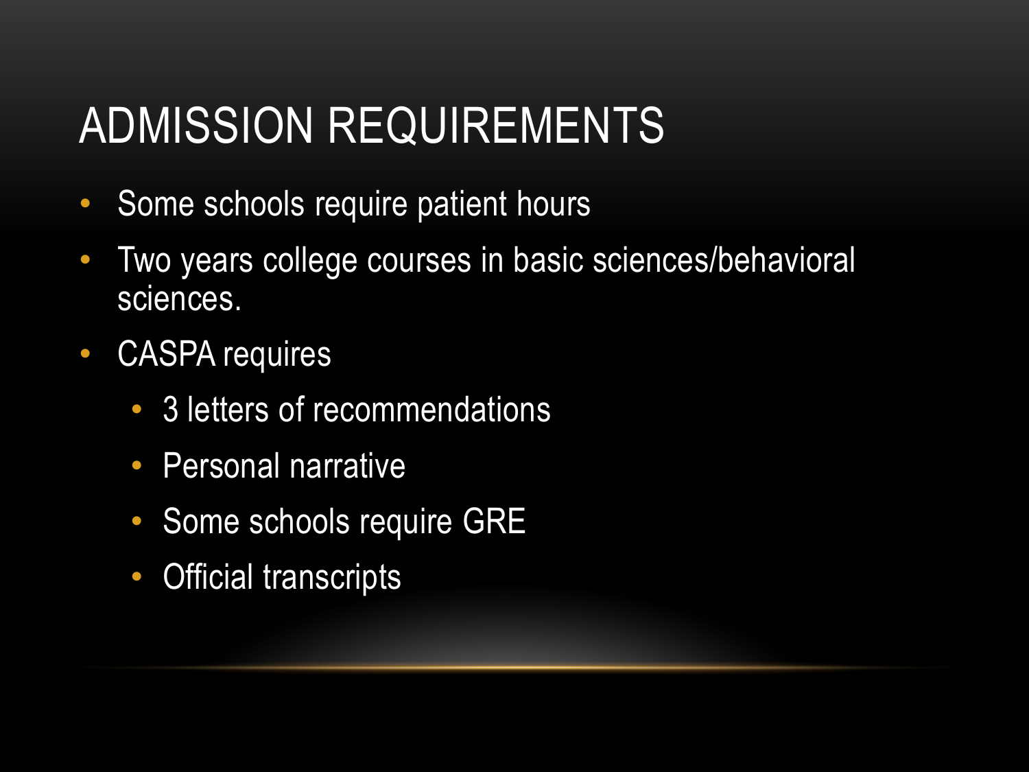# ADMISSION REQUIREMENTS

- Some schools require patient hours
- Two years college courses in basic sciences/behavioral sciences.
- CASPA requires
  - 3 letters of recommendations
  - Personal narrative
  - Some schools require GRE
  - Official transcripts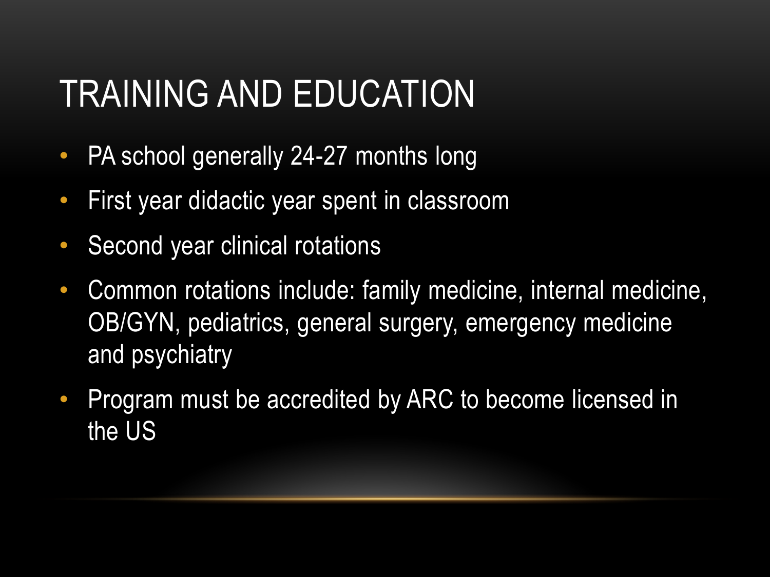# TRAINING AND EDUCATION

- PA school generally 24-27 months long
- First year didactic year spent in classroom
- Second year clinical rotations
- Common rotations include: family medicine, internal medicine, OB/GYN, pediatrics, general surgery, emergency medicine and psychiatry
- Program must be accredited by ARC to become licensed in the US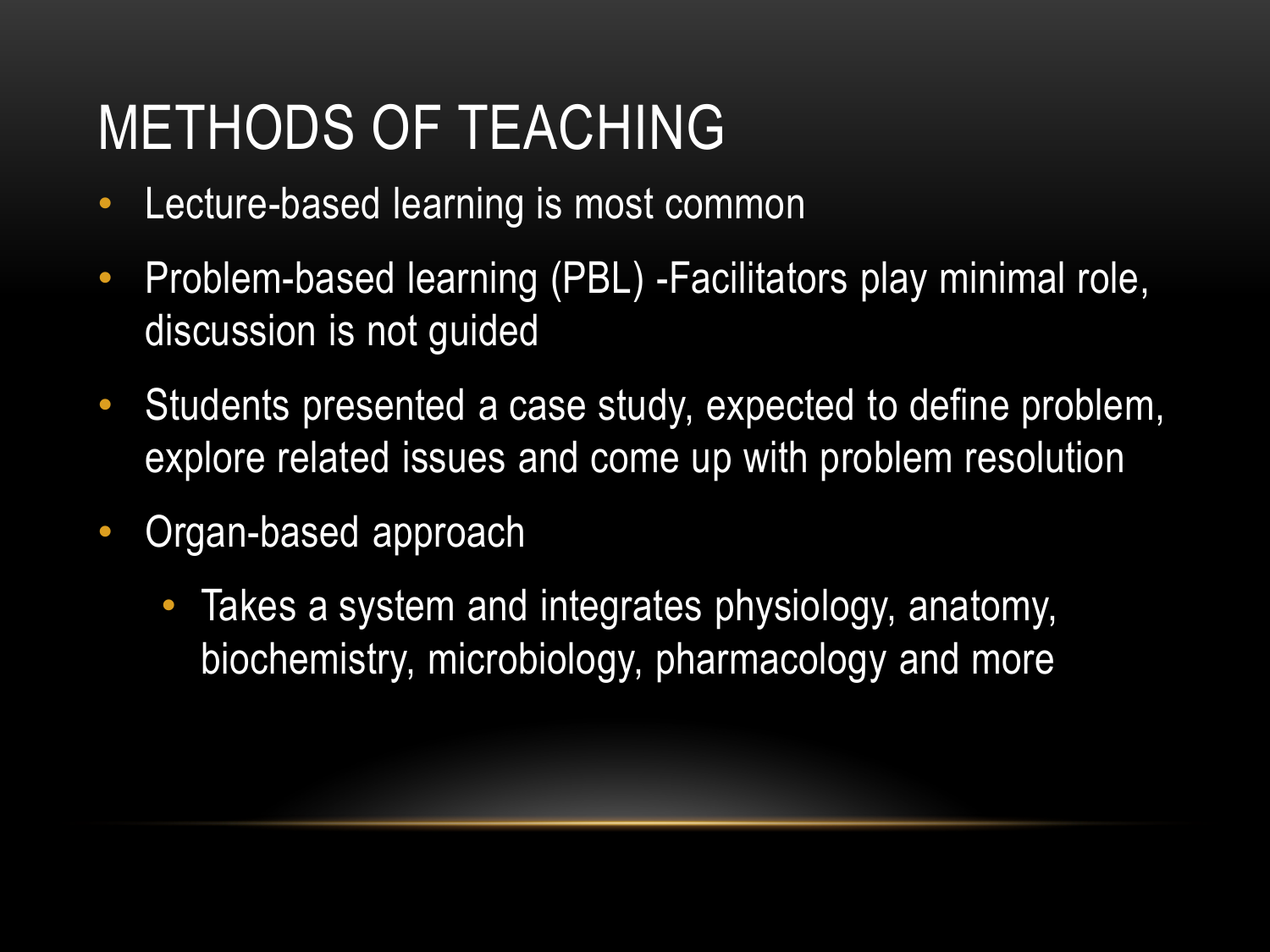# METHODS OF TEACHING

- Lecture-based learning is most common
- Problem-based learning (PBL) -Facilitators play minimal role, discussion is not guided
- Students presented a case study, expected to define problem, explore related issues and come up with problem resolution
- Organ-based approach
  - Takes a system and integrates physiology, anatomy, biochemistry, microbiology, pharmacology and more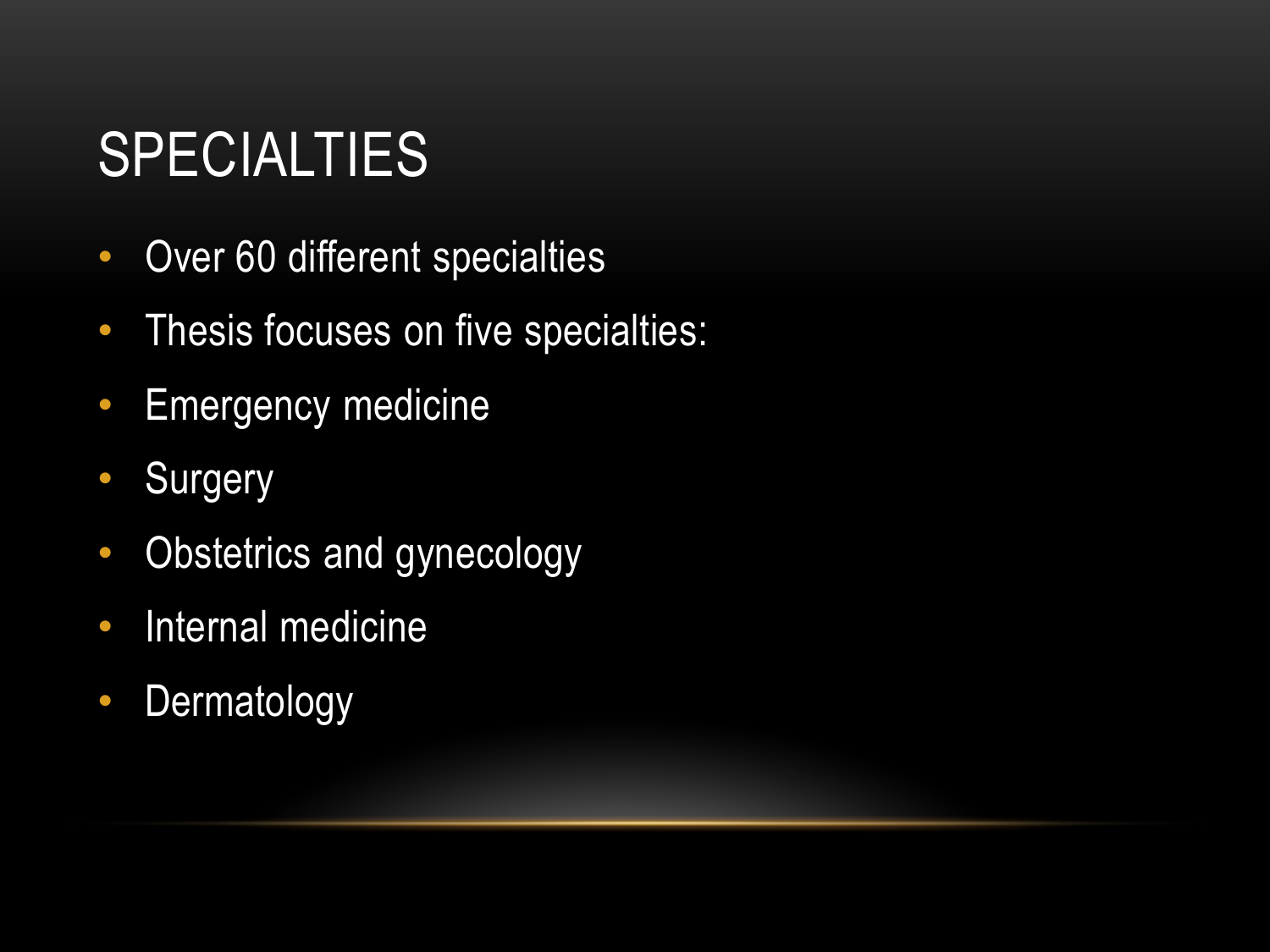# SPECIALTIES

- Over 60 different specialties
- Thesis focuses on five specialties:
- Emergency medicine
- Surgery
- Obstetrics and gynecology
- Internal medicine
- Dermatology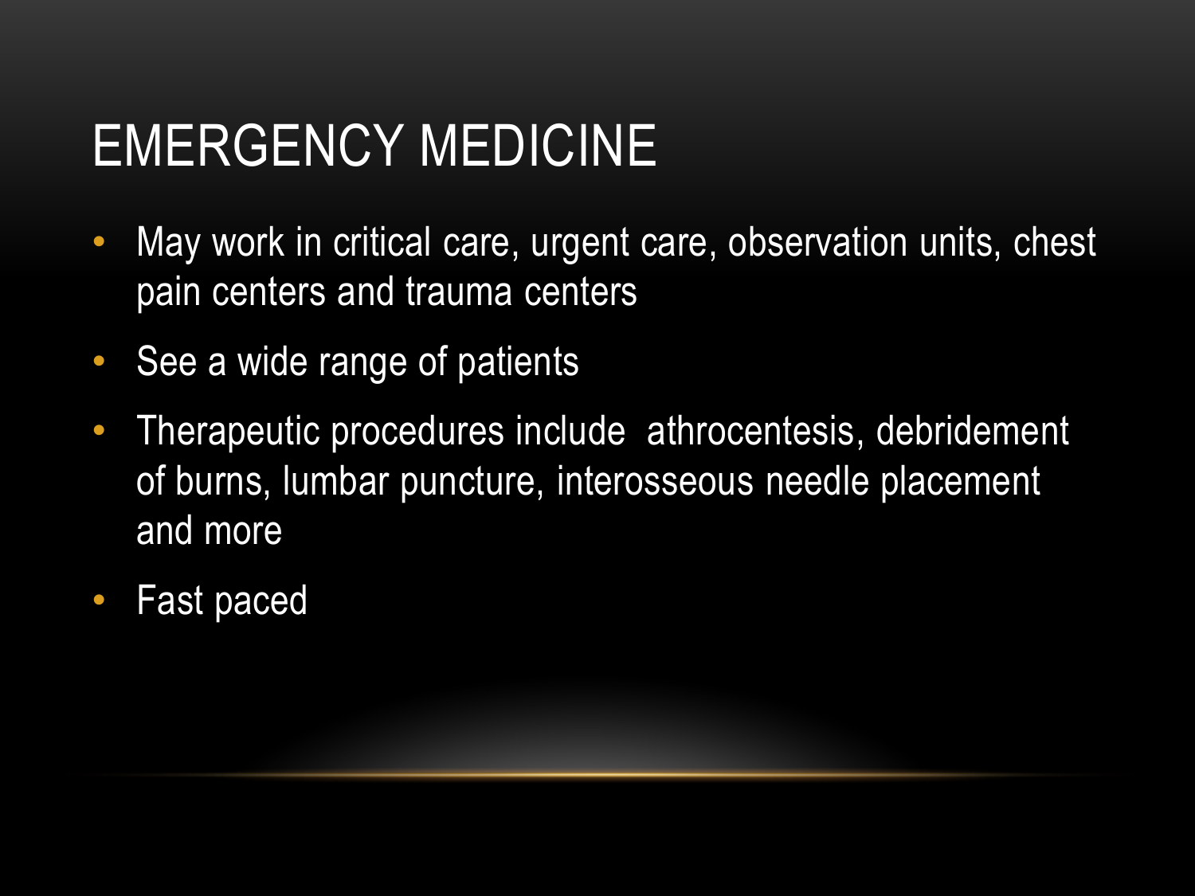# EMERGENCY MEDICINE

- May work in critical care, urgent care, observation units, chest pain centers and trauma centers
- See a wide range of patients
- Therapeutic procedures include  athrocentesis, debridement of burns, lumbar puncture, interosseous needle placement and more
- Fast paced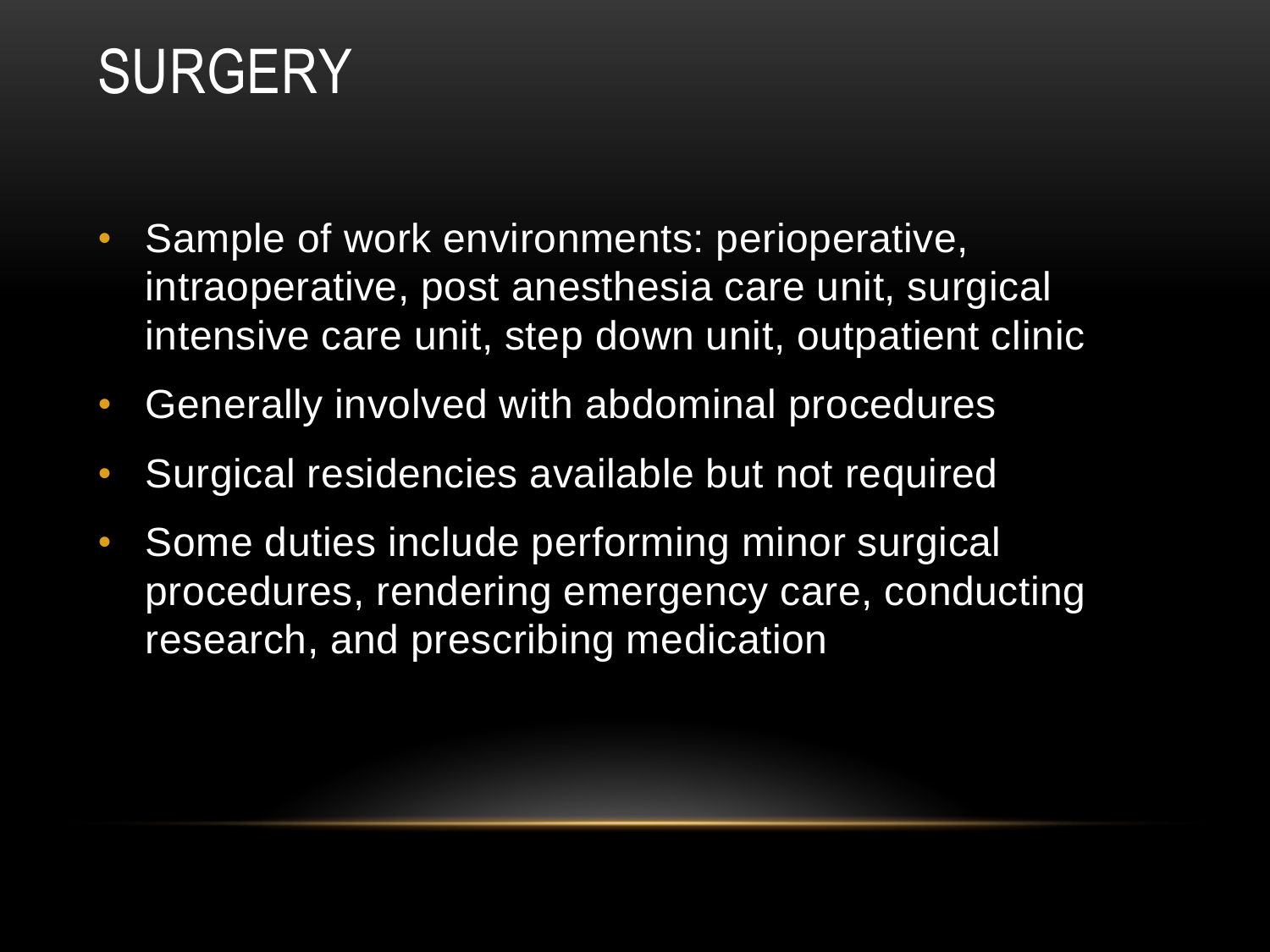# SURGERY

- Sample of work environments: perioperative, intraoperative, post anesthesia care unit, surgical intensive care unit, step down unit, outpatient clinic
- Generally involved with abdominal procedures
- Surgical residencies available but not required
- Some duties include performing minor surgical procedures, rendering emergency care, conducting research, and prescribing medication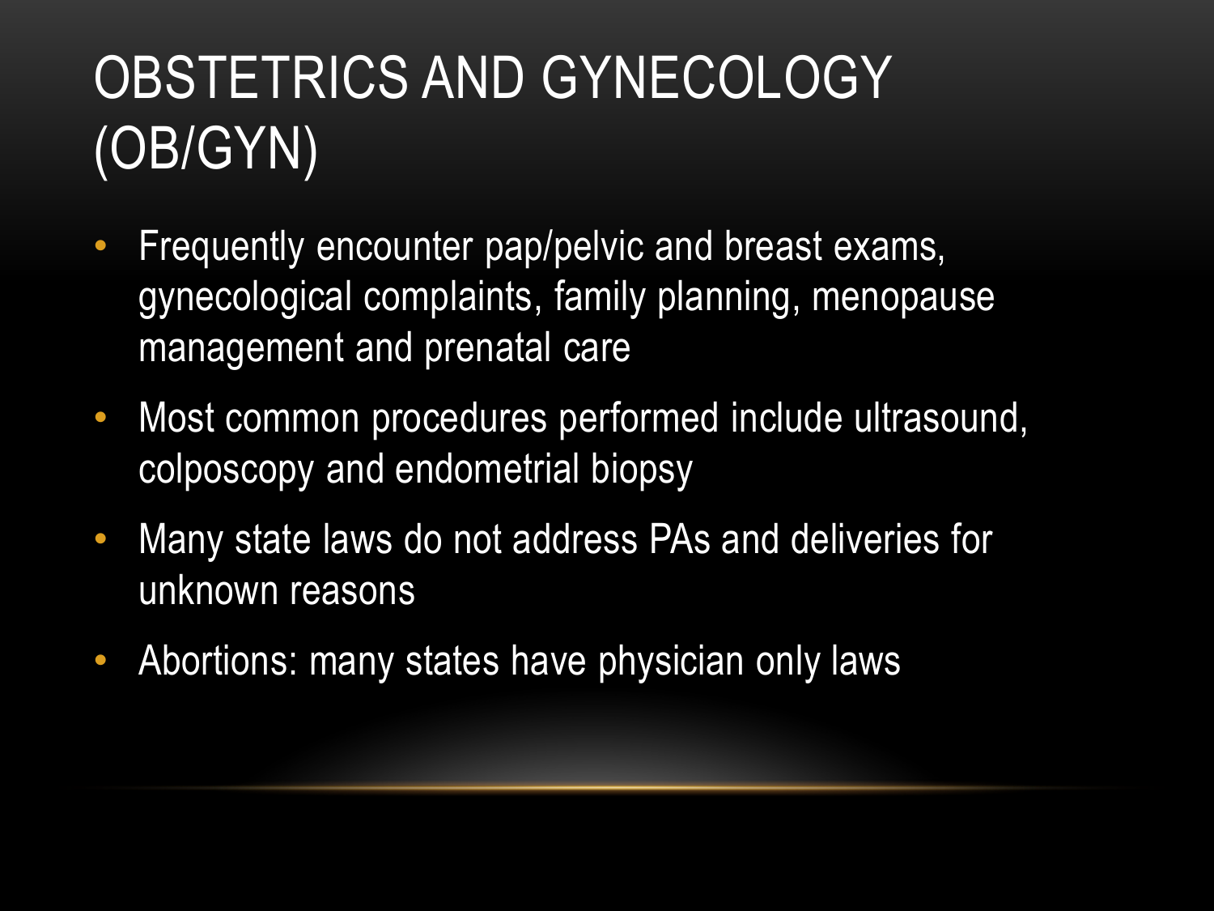# OBSTETRICS AND GYNECOLOGY (OB/GYN)

- Frequently encounter pap/pelvic and breast exams, gynecological complaints, family planning, menopause management and prenatal care
- Most common procedures performed include ultrasound, colposcopy and endometrial biopsy
- Many state laws do not address PAs and deliveries for unknown reasons
- Abortions: many states have physician only laws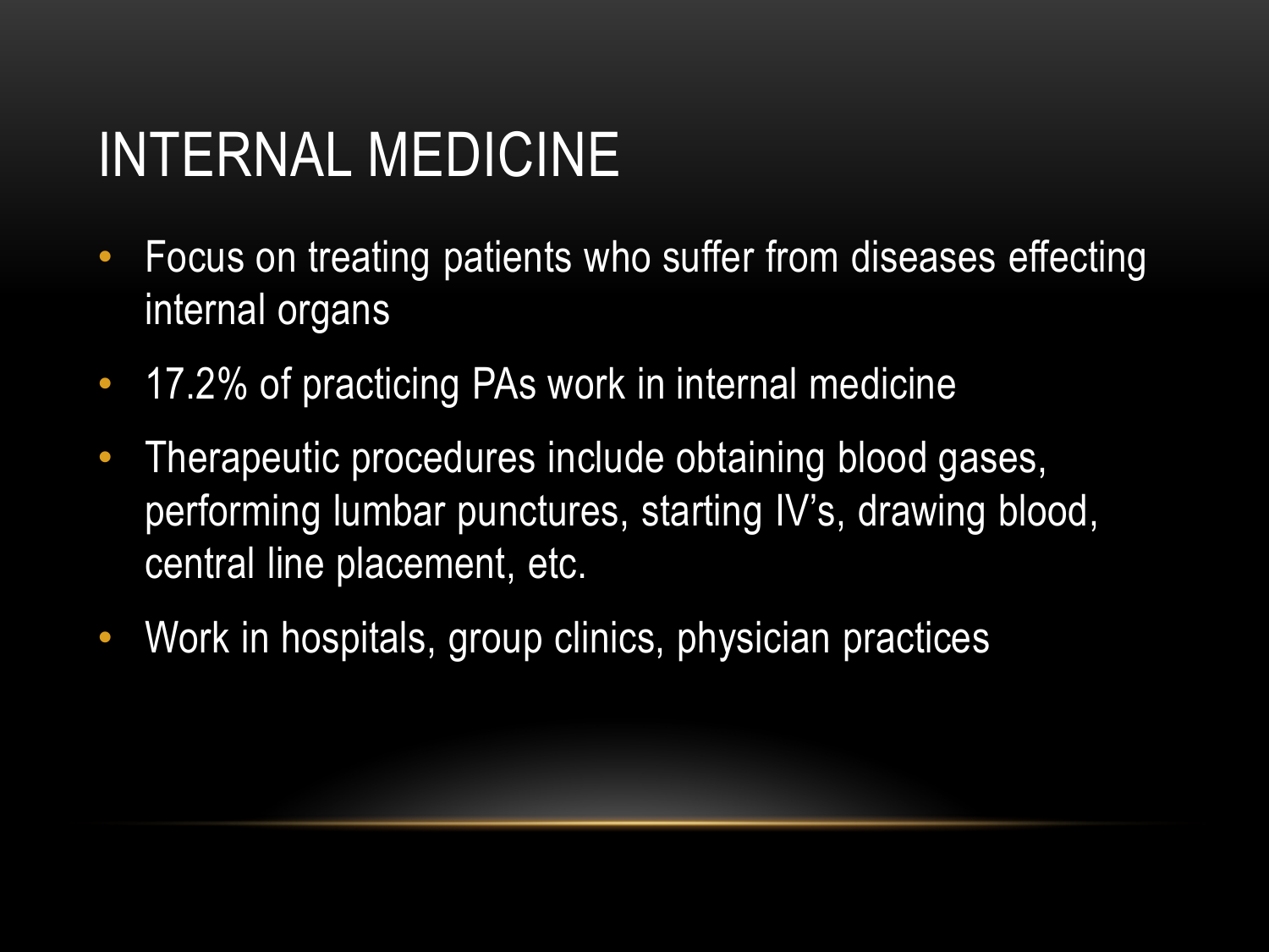# INTERNAL MEDICINE

- Focus on treating patients who suffer from diseases effecting internal organs
- 17.2% of practicing PAs work in internal medicine
- Therapeutic procedures include obtaining blood gases, performing lumbar punctures, starting IV's, drawing blood, central line placement, etc.
- Work in hospitals, group clinics, physician practices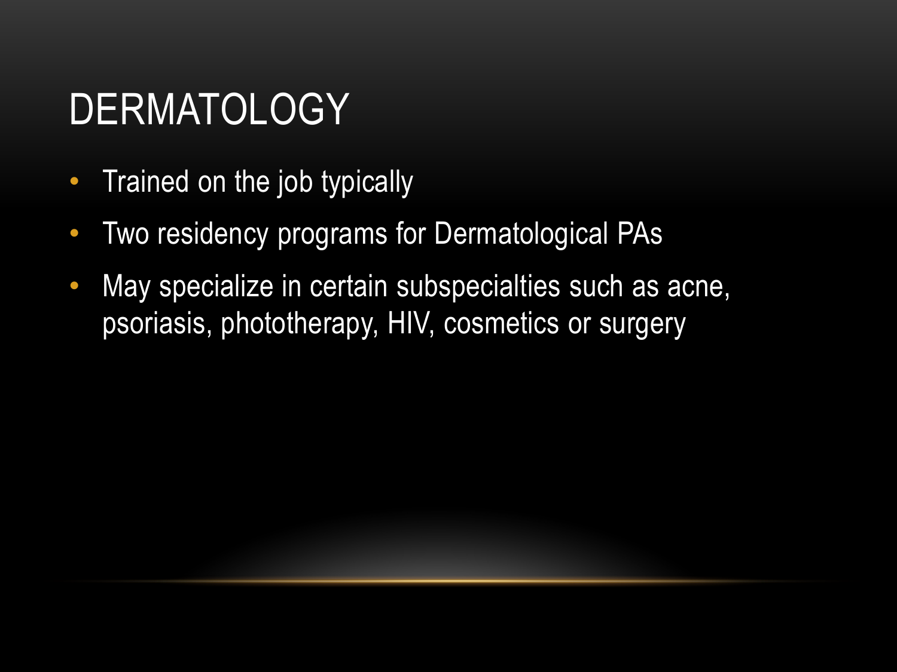# DERMATOLOGY

- Trained on the job typically
- Two residency programs for Dermatological PAs
- May specialize in certain subspecialties such as acne, psoriasis, phototherapy, HIV, cosmetics or surgery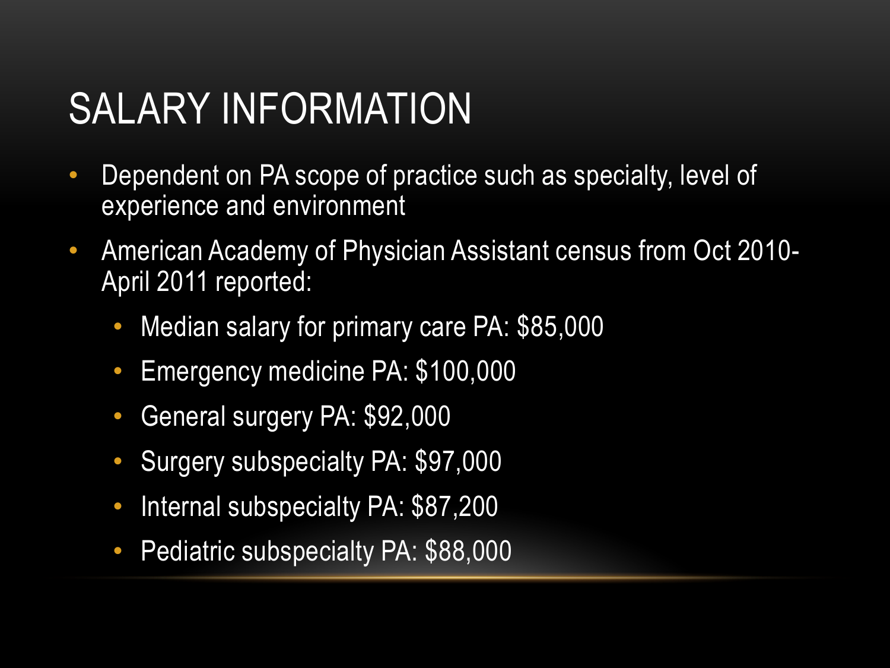# SALARY INFORMATION

- Dependent on PA scope of practice such as specialty, level of experience and environment
- American Academy of Physician Assistant census from Oct 2010-April 2011 reported:
  - Median salary for primary care PA: $85,000
  - Emergency medicine PA: $100,000
  - General surgery PA: $92,000
  - Surgery subspecialty PA: $97,000
  - Internal subspecialty PA: $87,200
  - Pediatric subspecialty PA: $88,000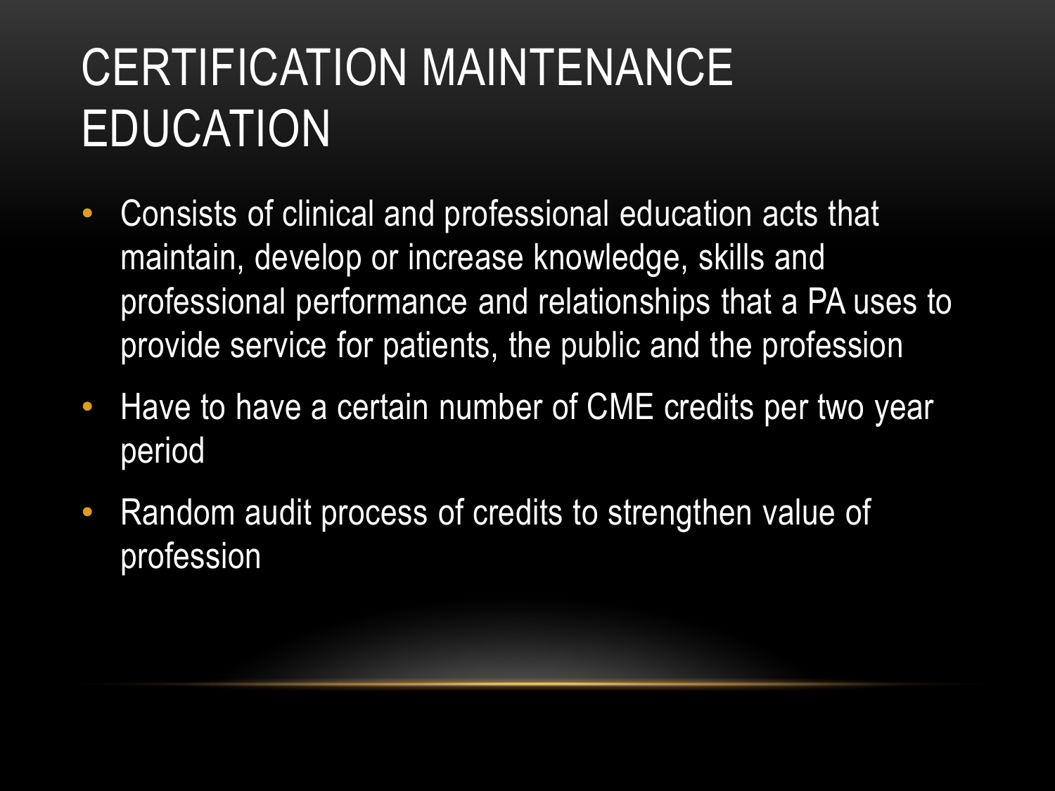# CERTIFICATION MAINTENANCE EDUCATION

- Consists of clinical and professional education acts that maintain, develop or increase knowledge, skills and professional performance and relationships that a PA uses to provide service for patients, the public and the profession
- Have to have a certain number of CME credits per two year period
- Random audit process of credits to strengthen value of profession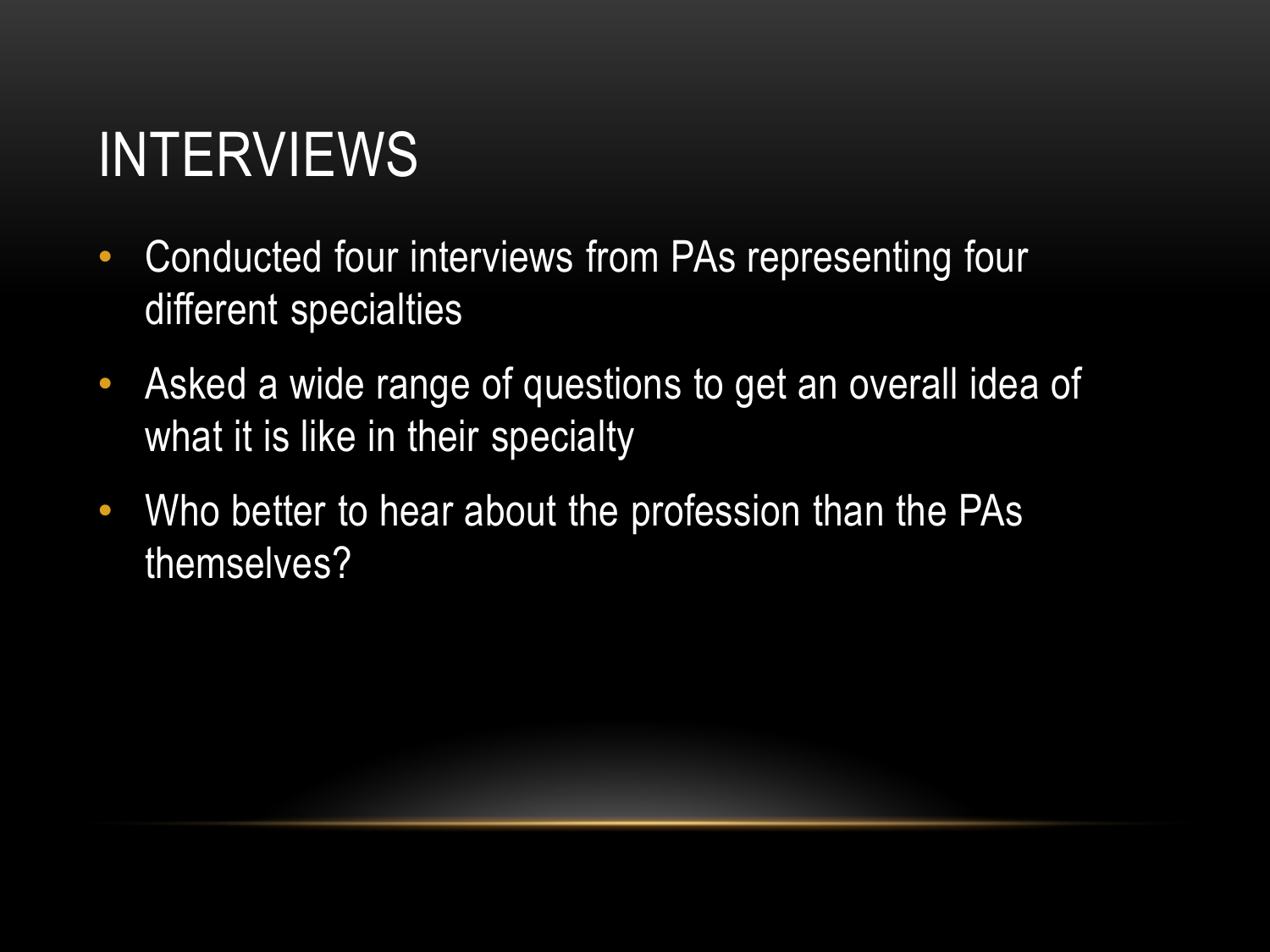# INTERVIEWS

- Conducted four interviews from PAs representing four different specialties
- Asked a wide range of questions to get an overall idea of what it is like in their specialty
- Who better to hear about the profession than the PAs themselves?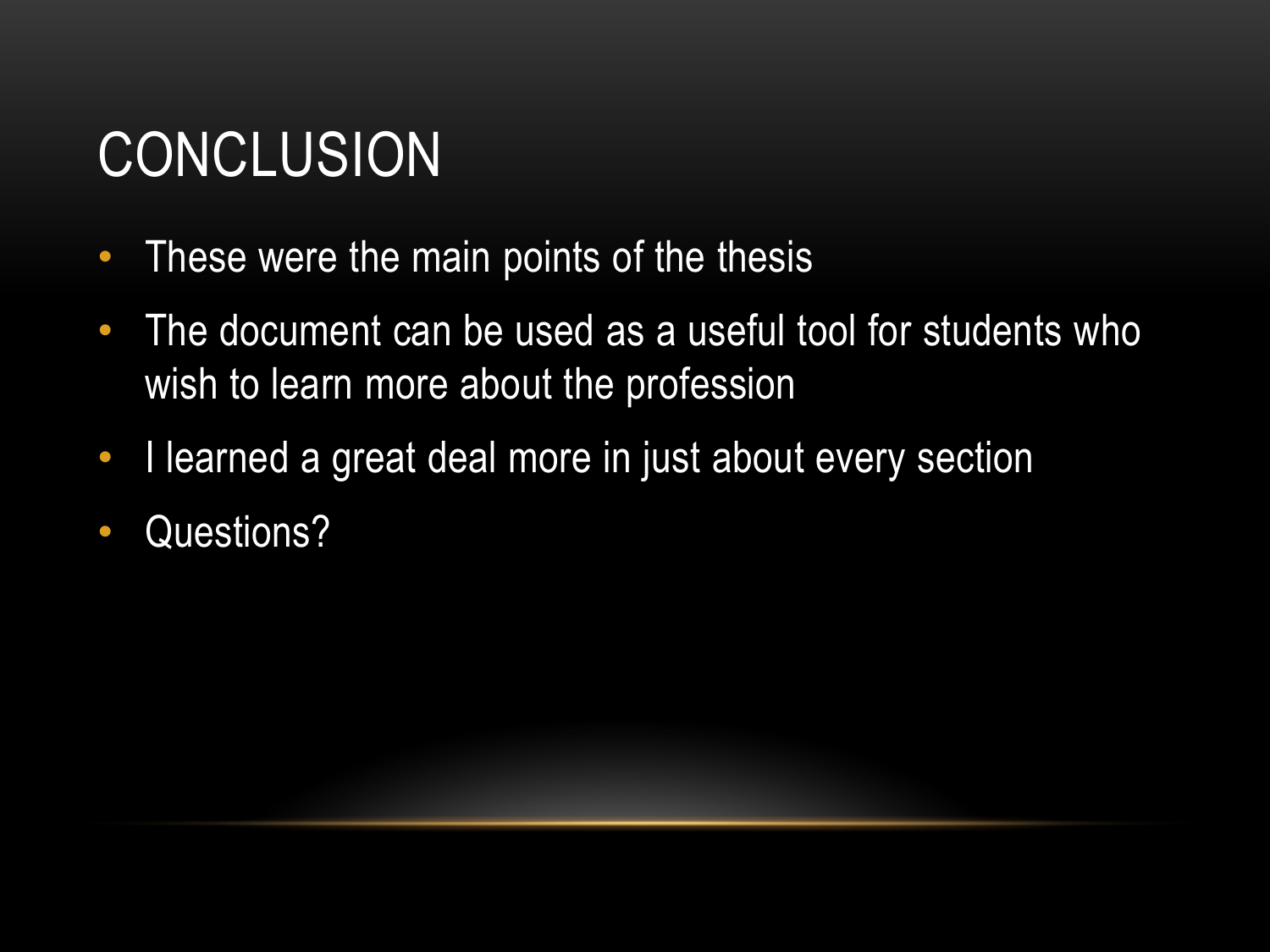# CONCLUSION

- These were the main points of the thesis
- The document can be used as a useful tool for students who wish to learn more about the profession
- I learned a great deal more in just about every section
- Questions?